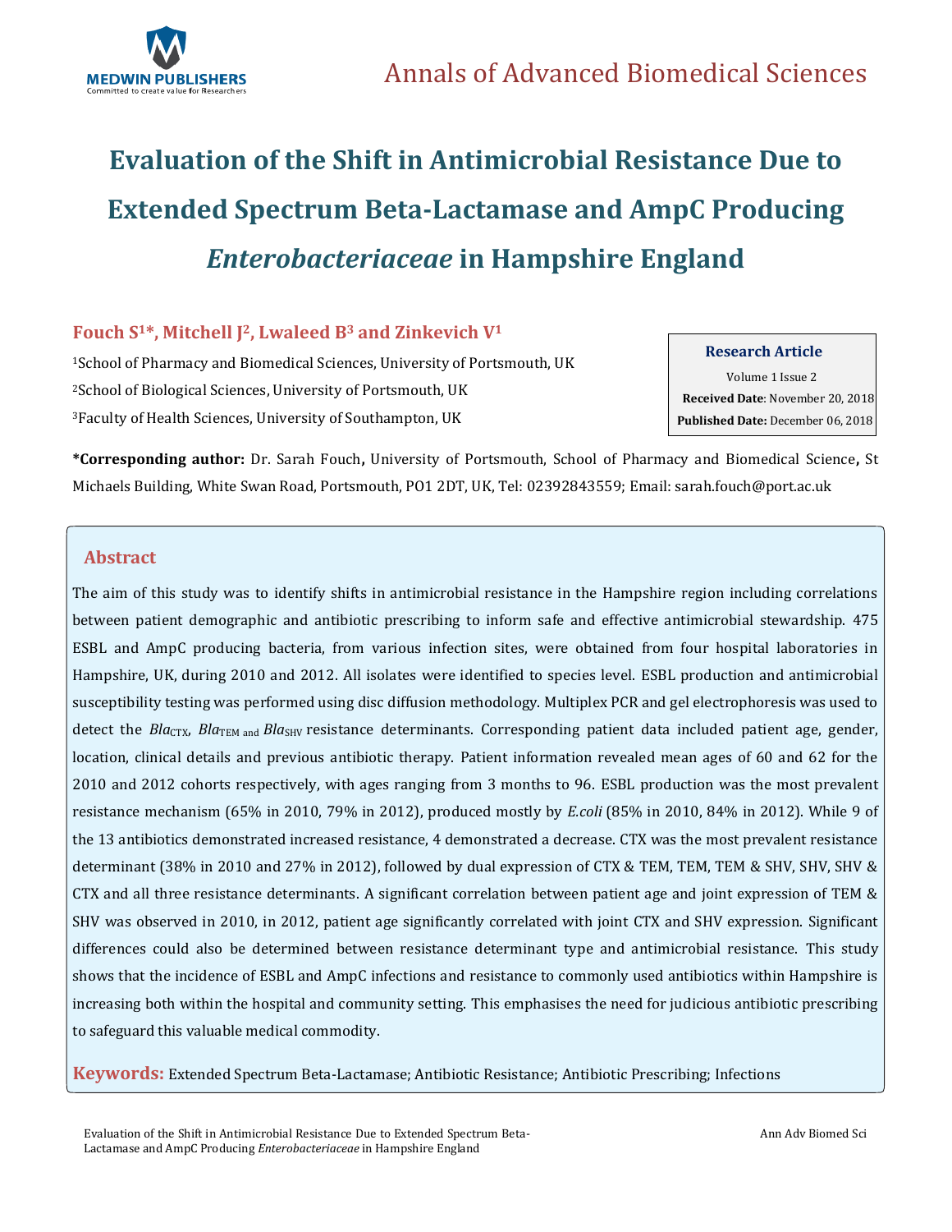# Evaluation of the Shift in Antimicrobial Resistance Due to Extended Spectrum Beta-Lactamase and AmpC Producing *Enterobacteriaceae* in Hampshire England

**Fouch S[1]*, Mitchell J[2], Lwaleed B[3] and Zinkevich V[1]**

[1]School of Pharmacy and Biomedical Sciences, University of Portsmouth, UK

[2]School of Biological Sciences, University of Portsmouth, UK

[3]Faculty of Health Sciences, University of Southampton, UK

**Research Article**

Volume 1 Issue 2

**Received Date**: November 20, 2018

**Published Date:** December 06, 2018

**\*Corresponding author:** Dr. Sarah Fouch**,** University of Portsmouth, School of Pharmacy and Biomedical Science**,** St Michaels Building, White Swan Road, Portsmouth, PO1 2DT, UK, Tel: 02392843559; Email: sarah.fouch@port.ac.uk

## Abstract

The aim of this study was to identify shifts in antimicrobial resistance in the Hampshire region including correlations between patient demographic and antibiotic prescribing to inform safe and effective antimicrobial stewardship. 475 ESBL and AmpC producing bacteria, from various infection sites, were obtained from four hospital laboratories in Hampshire, UK, during 2010 and 2012. All isolates were identified to species level. ESBL production and antimicrobial susceptibility testing was performed using disc diffusion methodology. Multiplex PCR and gel electrophoresis was used to detect the $Bla_{CTX}$, $Bla_{TEM}$ and $Bla_{SHV}$ resistance determinants. Corresponding patient data included patient age, gender, location, clinical details and previous antibiotic therapy. Patient information revealed mean ages of 60 and 62 for the 2010 and 2012 cohorts respectively, with ages ranging from 3 months to 96. ESBL production was the most prevalent resistance mechanism (65% in 2010, 79% in 2012), produced mostly by *E.coli* (85% in 2010, 84% in 2012). While 9 of the 13 antibiotics demonstrated increased resistance, 4 demonstrated a decrease. CTX was the most prevalent resistance determinant (38% in 2010 and 27% in 2012), followed by dual expression of CTX & TEM, TEM, TEM & SHV, SHV, SHV & CTX and all three resistance determinants. A significant correlation between patient age and joint expression of TEM & SHV was observed in 2010, in 2012, patient age significantly correlated with joint CTX and SHV expression. Significant differences could also be determined between resistance determinant type and antimicrobial resistance. This study shows that the incidence of ESBL and AmpC infections and resistance to commonly used antibiotics within Hampshire is increasing both within the hospital and community setting. This emphasises the need for judicious antibiotic prescribing to safeguard this valuable medical commodity.

**Keywords:** Extended Spectrum Beta-Lactamase; Antibiotic Resistance; Antibiotic Prescribing; Infections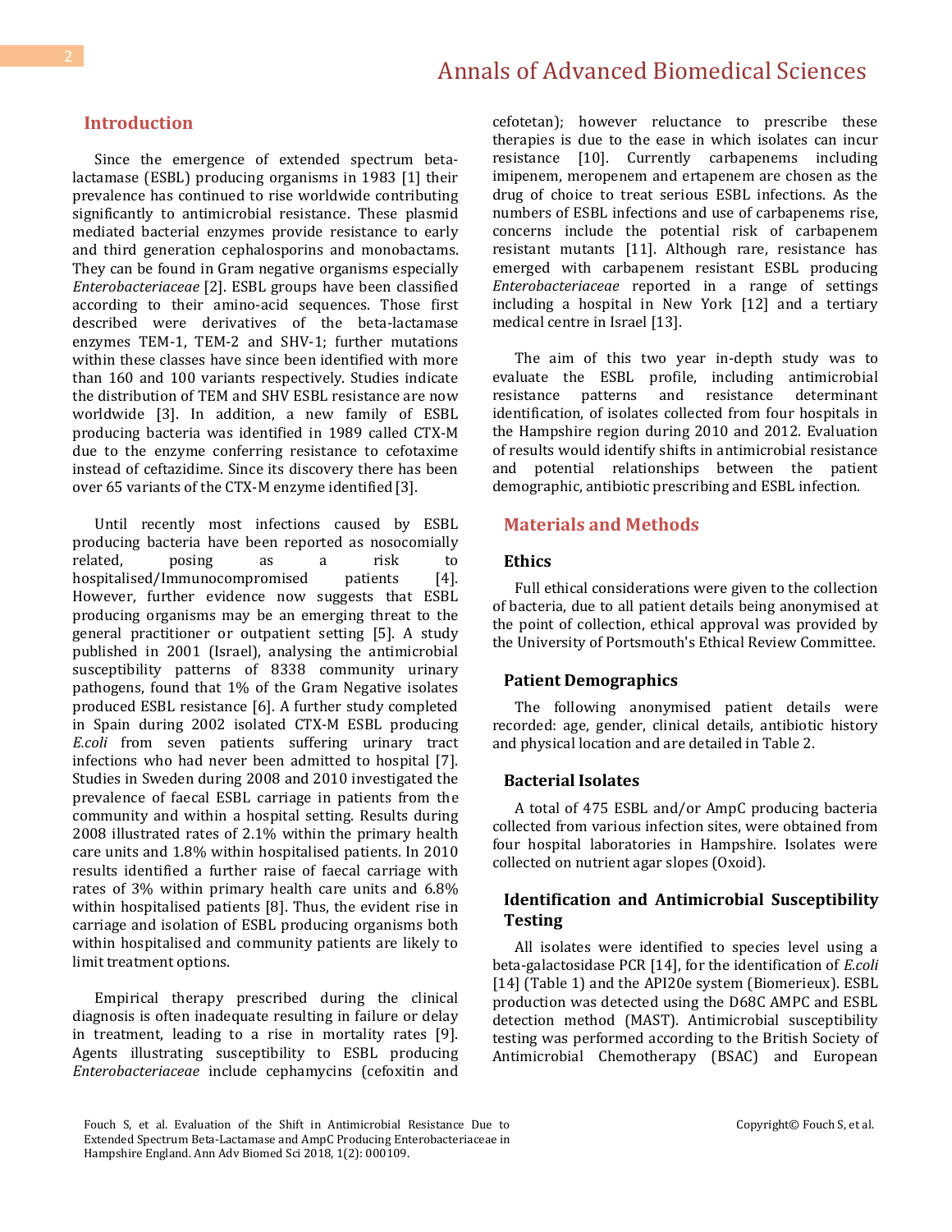## Introduction

Since the emergence of extended spectrum beta-lactamase (ESBL) producing organisms in 1983 [1] their prevalence has continued to rise worldwide contributing significantly to antimicrobial resistance. These plasmid mediated bacterial enzymes provide resistance to early and third generation cephalosporins and monobactams. They can be found in Gram negative organisms especially *Enterobacteriaceae* [2]. ESBL groups have been classified according to their amino-acid sequences. Those first described were derivatives of the beta-lactamase enzymes TEM-1, TEM-2 and SHV-1; further mutations within these classes have since been identified with more than 160 and 100 variants respectively. Studies indicate the distribution of TEM and SHV ESBL resistance are now worldwide [3]. In addition, a new family of ESBL producing bacteria was identified in 1989 called CTX-M due to the enzyme conferring resistance to cefotaxime instead of ceftazidime. Since its discovery there has been over 65 variants of the CTX-M enzyme identified [3].

Until recently most infections caused by ESBL producing bacteria have been reported as nosocomially related, posing as a risk to hospitalised/Immunocompromised patients [4]. However, further evidence now suggests that ESBL producing organisms may be an emerging threat to the general practitioner or outpatient setting [5]. A study published in 2001 (Israel), analysing the antimicrobial susceptibility patterns of 8338 community urinary pathogens, found that 1% of the Gram Negative isolates produced ESBL resistance [6]. A further study completed in Spain during 2002 isolated CTX-M ESBL producing *E.coli* from seven patients suffering urinary tract infections who had never been admitted to hospital [7]. Studies in Sweden during 2008 and 2010 investigated the prevalence of faecal ESBL carriage in patients from the community and within a hospital setting. Results during 2008 illustrated rates of 2.1% within the primary health care units and 1.8% within hospitalised patients. In 2010 results identified a further raise of faecal carriage with rates of 3% within primary health care units and 6.8% within hospitalised patients [8]. Thus, the evident rise in carriage and isolation of ESBL producing organisms both within hospitalised and community patients are likely to limit treatment options.

Empirical therapy prescribed during the clinical diagnosis is often inadequate resulting in failure or delay in treatment, leading to a rise in mortality rates [9]. Agents illustrating susceptibility to ESBL producing *Enterobacteriaceae* include cephamycins (cefoxitin and cefotetan); however reluctance to prescribe these therapies is due to the ease in which isolates can incur resistance [10]. Currently carbapenems including imipenem, meropenem and ertapenem are chosen as the drug of choice to treat serious ESBL infections. As the numbers of ESBL infections and use of carbapenems rise, concerns include the potential risk of carbapenem resistant mutants [11]. Although rare, resistance has emerged with carbapenem resistant ESBL producing *Enterobacteriaceae* reported in a range of settings including a hospital in New York [12] and a tertiary medical centre in Israel [13].

The aim of this two year in-depth study was to evaluate the ESBL profile, including antimicrobial resistance patterns and resistance determinant identification, of isolates collected from four hospitals in the Hampshire region during 2010 and 2012. Evaluation of results would identify shifts in antimicrobial resistance and potential relationships between the patient demographic, antibiotic prescribing and ESBL infection.

## Materials and Methods

### Ethics

Full ethical considerations were given to the collection of bacteria, due to all patient details being anonymised at the point of collection, ethical approval was provided by the University of Portsmouth's Ethical Review Committee.

### Patient Demographics

The following anonymised patient details were recorded: age, gender, clinical details, antibiotic history and physical location and are detailed in Table 2.

### Bacterial Isolates

A total of 475 ESBL and/or AmpC producing bacteria collected from various infection sites, were obtained from four hospital laboratories in Hampshire. Isolates were collected on nutrient agar slopes (Oxoid).

### Identification and Antimicrobial Susceptibility Testing

All isolates were identified to species level using a beta-galactosidase PCR [14], for the identification of *E.coli* [14] (Table 1) and the API20e system (Biomerieux). ESBL production was detected using the D68C AMPC and ESBL detection method (MAST). Antimicrobial susceptibility testing was performed according to the British Society of Antimicrobial Chemotherapy (BSAC) and European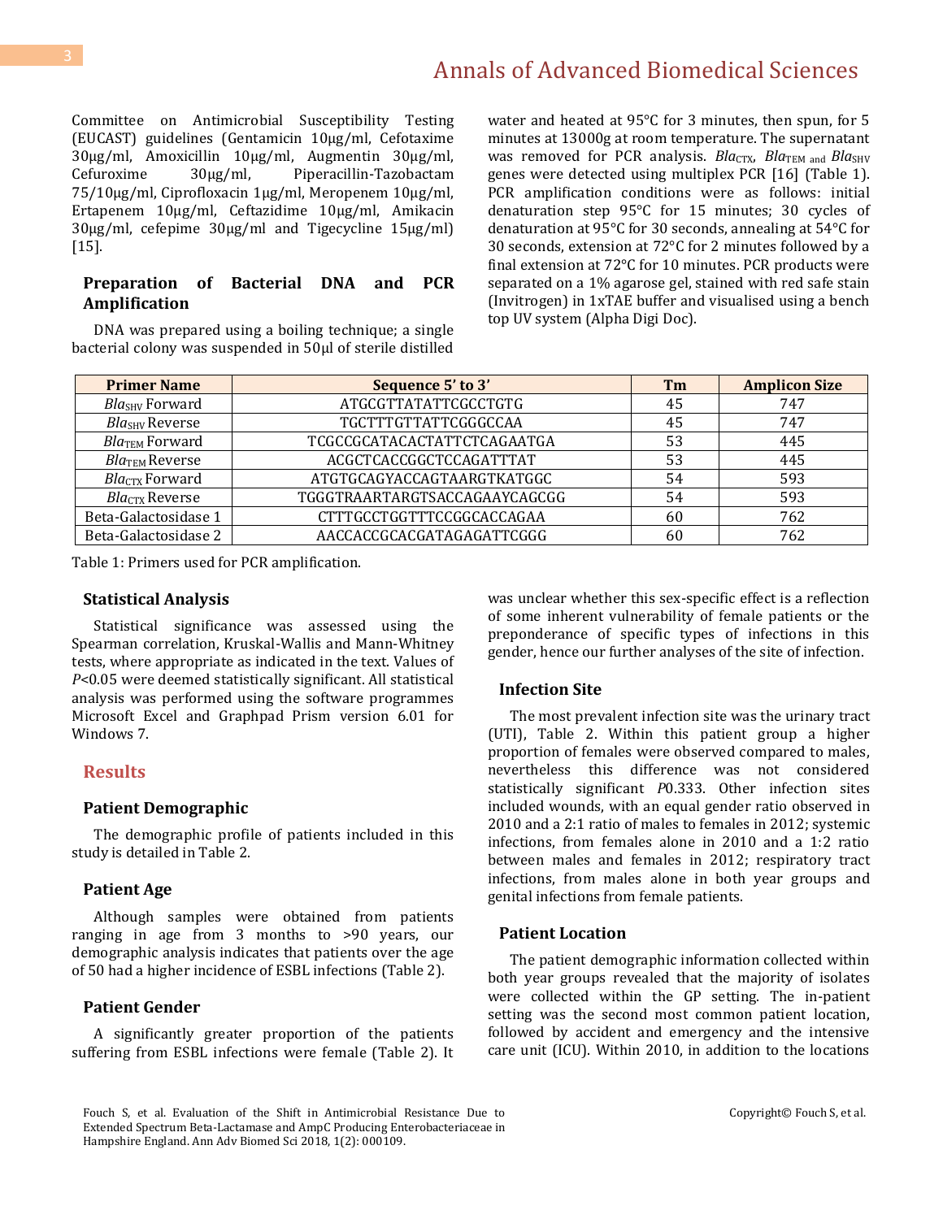Committee on Antimicrobial Susceptibility Testing (EUCAST) guidelines (Gentamicin 10μg/ml, Cefotaxime 30μg/ml, Amoxicillin 10μg/ml, Augmentin 30μg/ml, Cefuroxime 30μg/ml, Piperacillin-Tazobactam 75/10μg/ml, Ciprofloxacin 1μg/ml, Meropenem 10μg/ml, Ertapenem 10μg/ml, Ceftazidime 10μg/ml, Amikacin 30μg/ml, cefepime 30μg/ml and Tigecycline 15μg/ml) [15].

### Preparation of Bacterial DNA and PCR Amplification

DNA was prepared using a boiling technique; a single bacterial colony was suspended in 50μl of sterile distilled water and heated at 95°C for 3 minutes, then spun, for 5 minutes at 13000g at room temperature. The supernatant was removed for PCR analysis. *Bla*$_{CTX}$, *Bla*$_{TEM}$ and *Bla*$_{SHV}$ genes were detected using multiplex PCR [16] (Table 1). PCR amplification conditions were as follows: initial denaturation step 95°C for 15 minutes; 30 cycles of denaturation at 95°C for 30 seconds, annealing at 54°C for 30 seconds, extension at 72°C for 2 minutes followed by a final extension at 72°C for 10 minutes. PCR products were separated on a 1% agarose gel, stained with red safe stain (Invitrogen) in 1xTAE buffer and visualised using a bench top UV system (Alpha Digi Doc).

| Primer Name | Sequence 5' to 3' | Tm | Amplicon Size |
|---|---|---|---|
| *Bla*$_{SHV}$ Forward | ATGCGTTATATTCGCCTGTG | 45 | 747 |
| *Bla*$_{SHV}$ Reverse | TGCTTTGTTATTCGGGCCAA | 45 | 747 |
| *Bla*$_{TEM}$ Forward | TCGCCGCATACACTATTCTCAGAATGA | 53 | 445 |
| *Bla*$_{TEM}$ Reverse | ACGCTCACCGGCTCCAGATTTAT | 53 | 445 |
| *Bla*$_{CTX}$ Forward | ATGTGCAGYACCAGTAARGTKATGGC | 54 | 593 |
| *Bla*$_{CTX}$ Reverse | TGGGTRAARTARGTSACCAGAAYCAGCGG | 54 | 593 |
| Beta-Galactosidase 1 | CTTTGCCTGGTTTCCGGCACCAGAA | 60 | 762 |
| Beta-Galactosidase 2 | AACCACCGCACGATAGAGATTCGGG | 60 | 762 |

Table 1: Primers used for PCR amplification.

### Statistical Analysis

Statistical significance was assessed using the Spearman correlation, Kruskal-Wallis and Mann-Whitney tests, where appropriate as indicated in the text. Values of $P<0.05$ were deemed statistically significant. All statistical analysis was performed using the software programmes Microsoft Excel and Graphpad Prism version 6.01 for Windows 7.

## Results

### Patient Demographic

The demographic profile of patients included in this study is detailed in Table 2.

### Patient Age

Although samples were obtained from patients ranging in age from 3 months to >90 years, our demographic analysis indicates that patients over the age of 50 had a higher incidence of ESBL infections (Table 2).

### Patient Gender

A significantly greater proportion of the patients suffering from ESBL infections were female (Table 2). It was unclear whether this sex-specific effect is a reflection of some inherent vulnerability of female patients or the preponderance of specific types of infections in this gender, hence our further analyses of the site of infection.

### Infection Site

The most prevalent infection site was the urinary tract (UTI), Table 2. Within this patient group a higher proportion of females were observed compared to males, nevertheless this difference was not considered statistically significant *P*0.333. Other infection sites included wounds, with an equal gender ratio observed in 2010 and a 2:1 ratio of males to females in 2012; systemic infections, from females alone in 2010 and a 1:2 ratio between males and females in 2012; respiratory tract infections, from males alone in both year groups and genital infections from female patients.

### Patient Location

The patient demographic information collected within both year groups revealed that the majority of isolates were collected within the GP setting. The in-patient setting was the second most common patient location, followed by accident and emergency and the intensive care unit (ICU). Within 2010, in addition to the locations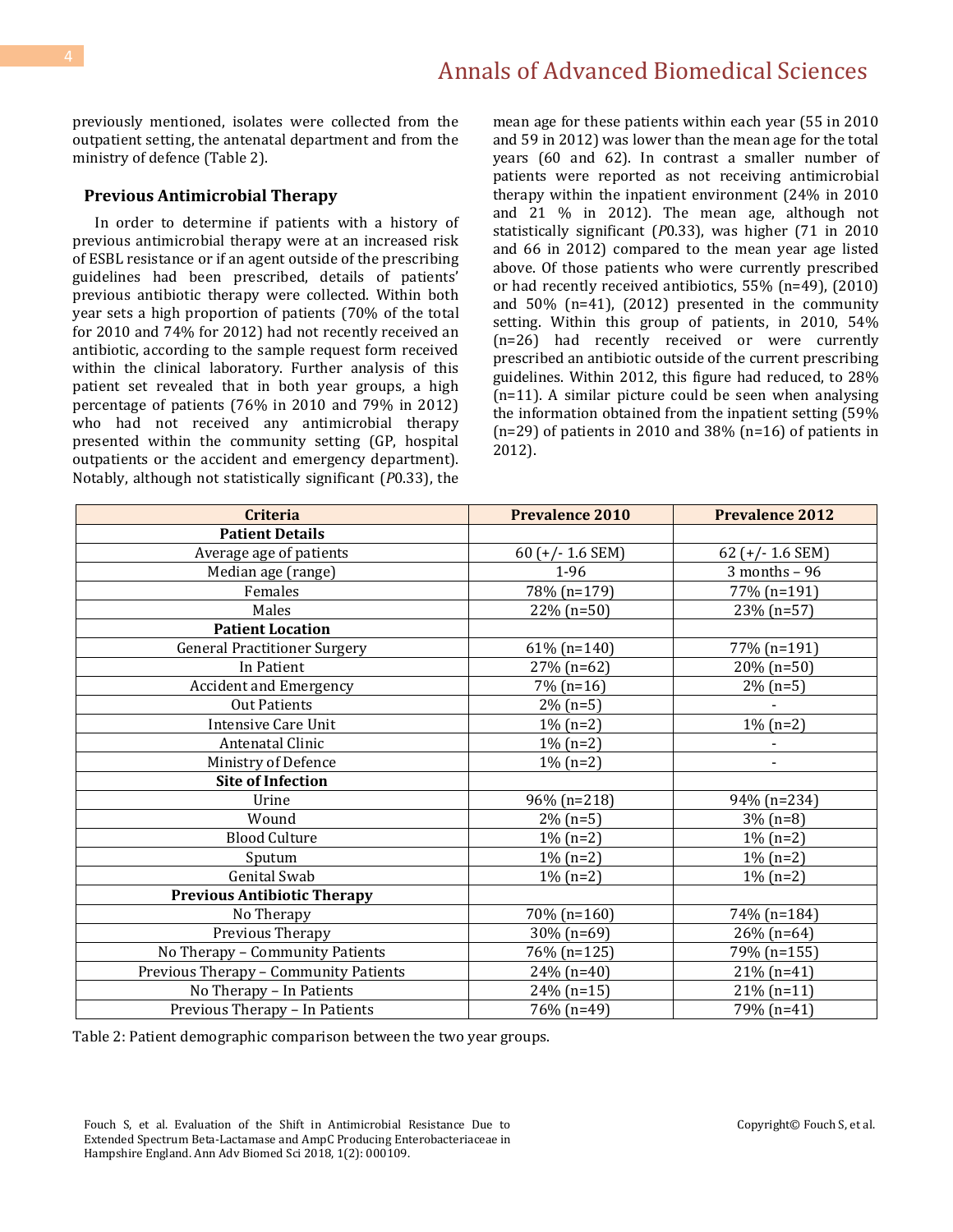previously mentioned, isolates were collected from the outpatient setting, the antenatal department and from the ministry of defence (Table 2).

### Previous Antimicrobial Therapy

In order to determine if patients with a history of previous antimicrobial therapy were at an increased risk of ESBL resistance or if an agent outside of the prescribing guidelines had been prescribed, details of patients' previous antibiotic therapy were collected. Within both year sets a high proportion of patients (70% of the total for 2010 and 74% for 2012) had not recently received an antibiotic, according to the sample request form received within the clinical laboratory. Further analysis of this patient set revealed that in both year groups, a high percentage of patients (76% in 2010 and 79% in 2012) who had not received any antimicrobial therapy presented within the community setting (GP, hospital outpatients or the accident and emergency department). Notably, although not statistically significant (*P*0.33), the mean age for these patients within each year (55 in 2010 and 59 in 2012) was lower than the mean age for the total years (60 and 62). In contrast a smaller number of patients were reported as not receiving antimicrobial therapy within the inpatient environment (24% in 2010 and 21 % in 2012). The mean age, although not statistically significant (*P*0.33), was higher (71 in 2010 and 66 in 2012) compared to the mean year age listed above. Of those patients who were currently prescribed or had recently received antibiotics, 55% (n=49), (2010) and 50% (n=41), (2012) presented in the community setting. Within this group of patients, in 2010, 54% (n=26) had recently received or were currently prescribed an antibiotic outside of the current prescribing guidelines. Within 2012, this figure had reduced, to 28% (n=11). A similar picture could be seen when analysing the information obtained from the inpatient setting (59% (n=29) of patients in 2010 and 38% (n=16) of patients in 2012).

| Criteria | Prevalence 2010 | Prevalence 2012 |
|---|---|---|
| **Patient Details** | | |
| Average age of patients | 60 (+/- 1.6 SEM) | 62 (+/- 1.6 SEM) |
| Median age (range) | 1-96 | 3 months – 96 |
| Females | 78% (n=179) | 77% (n=191) |
| Males | 22% (n=50) | 23% (n=57) |
| **Patient Location** | | |
| General Practitioner Surgery | 61% (n=140) | 77% (n=191) |
| In Patient | 27% (n=62) | 20% (n=50) |
| Accident and Emergency | 7% (n=16) | 2% (n=5) |
| Out Patients | 2% (n=5) | - |
| Intensive Care Unit | 1% (n=2) | 1% (n=2) |
| Antenatal Clinic | 1% (n=2) | - |
| Ministry of Defence | 1% (n=2) | - |
| **Site of Infection** | | |
| Urine | 96% (n=218) | 94% (n=234) |
| Wound | 2% (n=5) | 3% (n=8) |
| Blood Culture | 1% (n=2) | 1% (n=2) |
| Sputum | 1% (n=2) | 1% (n=2) |
| Genital Swab | 1% (n=2) | 1% (n=2) |
| **Previous Antibiotic Therapy** | | |
| No Therapy | 70% (n=160) | 74% (n=184) |
| Previous Therapy | 30% (n=69) | 26% (n=64) |
| No Therapy – Community Patients | 76% (n=125) | 79% (n=155) |
| Previous Therapy – Community Patients | 24% (n=40) | 21% (n=41) |
| No Therapy – In Patients | 24% (n=15) | 21% (n=11) |
| Previous Therapy – In Patients | 76% (n=49) | 79% (n=41) |

Table 2: Patient demographic comparison between the two year groups.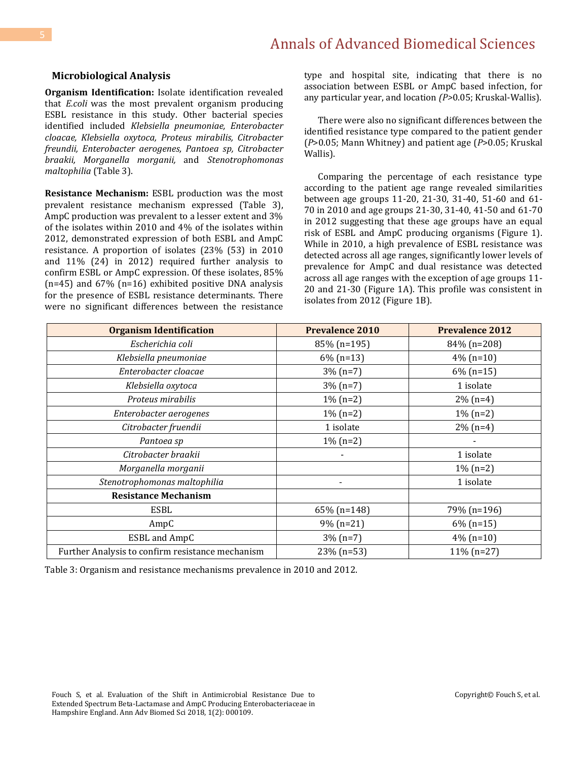### Microbiological Analysis

**Organism Identification:** Isolate identification revealed that *E.coli* was the most prevalent organism producing ESBL resistance in this study. Other bacterial species identified included *Klebsiella pneumoniae, Enterobacter cloacae, Klebsiella oxytoca, Proteus mirabilis, Citrobacter freundii, Enterobacter aerogenes, Pantoea sp, Citrobacter braakii, Morganella morganii,* and *Stenotrophomonas maltophilia* (Table 3).

**Resistance Mechanism:** ESBL production was the most prevalent resistance mechanism expressed (Table 3), AmpC production was prevalent to a lesser extent and 3% of the isolates within 2010 and 4% of the isolates within 2012, demonstrated expression of both ESBL and AmpC resistance. A proportion of isolates (23% (53) in 2010 and 11% (24) in 2012) required further analysis to confirm ESBL or AmpC expression. Of these isolates, 85% (n=45) and 67% (n=16) exhibited positive DNA analysis for the presence of ESBL resistance determinants. There were no significant differences between the resistance type and hospital site, indicating that there is no association between ESBL or AmpC based infection, for any particular year, and location *(P*>0.05; Kruskal-Wallis).

There were also no significant differences between the identified resistance type compared to the patient gender (*P*>0.05; Mann Whitney) and patient age (*P*>0.05; Kruskal Wallis).

Comparing the percentage of each resistance type according to the patient age range revealed similarities between age groups 11-20, 21-30, 31-40, 51-60 and 61-70 in 2010 and age groups 21-30, 31-40, 41-50 and 61-70 in 2012 suggesting that these age groups have an equal risk of ESBL and AmpC producing organisms (Figure 1). While in 2010, a high prevalence of ESBL resistance was detected across all age ranges, significantly lower levels of prevalence for AmpC and dual resistance was detected across all age ranges with the exception of age groups 11-20 and 21-30 (Figure 1A). This profile was consistent in isolates from 2012 (Figure 1B).

| Organism Identification | Prevalence 2010 | Prevalence 2012 |
|---|---|---|
| *Escherichia coli* | 85% (n=195) | 84% (n=208) |
| *Klebsiella pneumoniae* | 6% (n=13) | 4% (n=10) |
| *Enterobacter cloacae* | 3% (n=7) | 6% (n=15) |
| *Klebsiella oxytoca* | 3% (n=7) | 1 isolate |
| *Proteus mirabilis* | 1% (n=2) | 2% (n=4) |
| *Enterobacter aerogenes* | 1% (n=2) | 1% (n=2) |
| *Citrobacter fruendii* | 1 isolate | 2% (n=4) |
| *Pantoea sp* | 1% (n=2) | - |
| *Citrobacter braakii* | - | 1 isolate |
| *Morganella morganii* | | 1% (n=2) |
| *Stenotrophomonas maltophilia* | - | 1 isolate |
| **Resistance Mechanism** | | |
| ESBL | 65% (n=148) | 79% (n=196) |
| AmpC | 9% (n=21) | 6% (n=15) |
| ESBL and AmpC | 3% (n=7) | 4% (n=10) |
| Further Analysis to confirm resistance mechanism | 23% (n=53) | 11% (n=27) |

Table 3: Organism and resistance mechanisms prevalence in 2010 and 2012.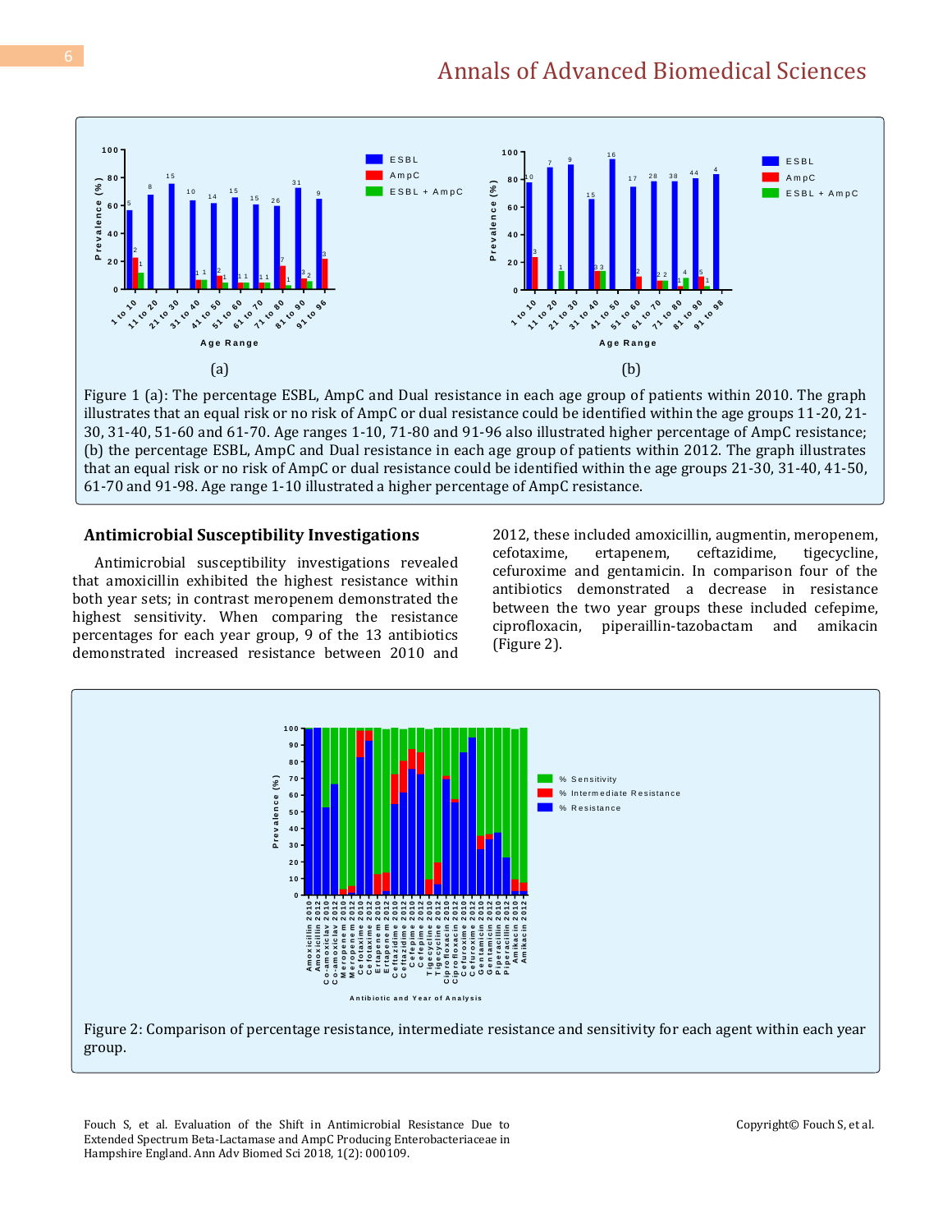Figure 1 (a): The percentage ESBL, AmpC and Dual resistance in each age group of patients within 2010. The graph illustrates that an equal risk or no risk of AmpC or dual resistance could be identified within the age groups 11-20, 21-30, 31-40, 51-60 and 61-70. Age ranges 1-10, 71-80 and 91-96 also illustrated higher percentage of AmpC resistance; (b) the percentage ESBL, AmpC and Dual resistance in each age group of patients within 2012. The graph illustrates that an equal risk or no risk of AmpC or dual resistance could be identified within the age groups 21-30, 31-40, 41-50, 61-70 and 91-98. Age range 1-10 illustrated a higher percentage of AmpC resistance.

### Antimicrobial Susceptibility Investigations

Antimicrobial susceptibility investigations revealed that amoxicillin exhibited the highest resistance within both year sets; in contrast meropenem demonstrated the highest sensitivity. When comparing the resistance percentages for each year group, 9 of the 13 antibiotics demonstrated increased resistance between 2010 and 2012, these included amoxicillin, augmentin, meropenem, cefotaxime, ertapenem, ceftazidime, tigecycline, cefuroxime and gentamicin. In comparison four of the antibiotics demonstrated a decrease in resistance between the two year groups these included cefepime, ciprofloxacin, piperaillin-tazobactam and amikacin (Figure 2).

Figure 2: Comparison of percentage resistance, intermediate resistance and sensitivity for each agent within each year group.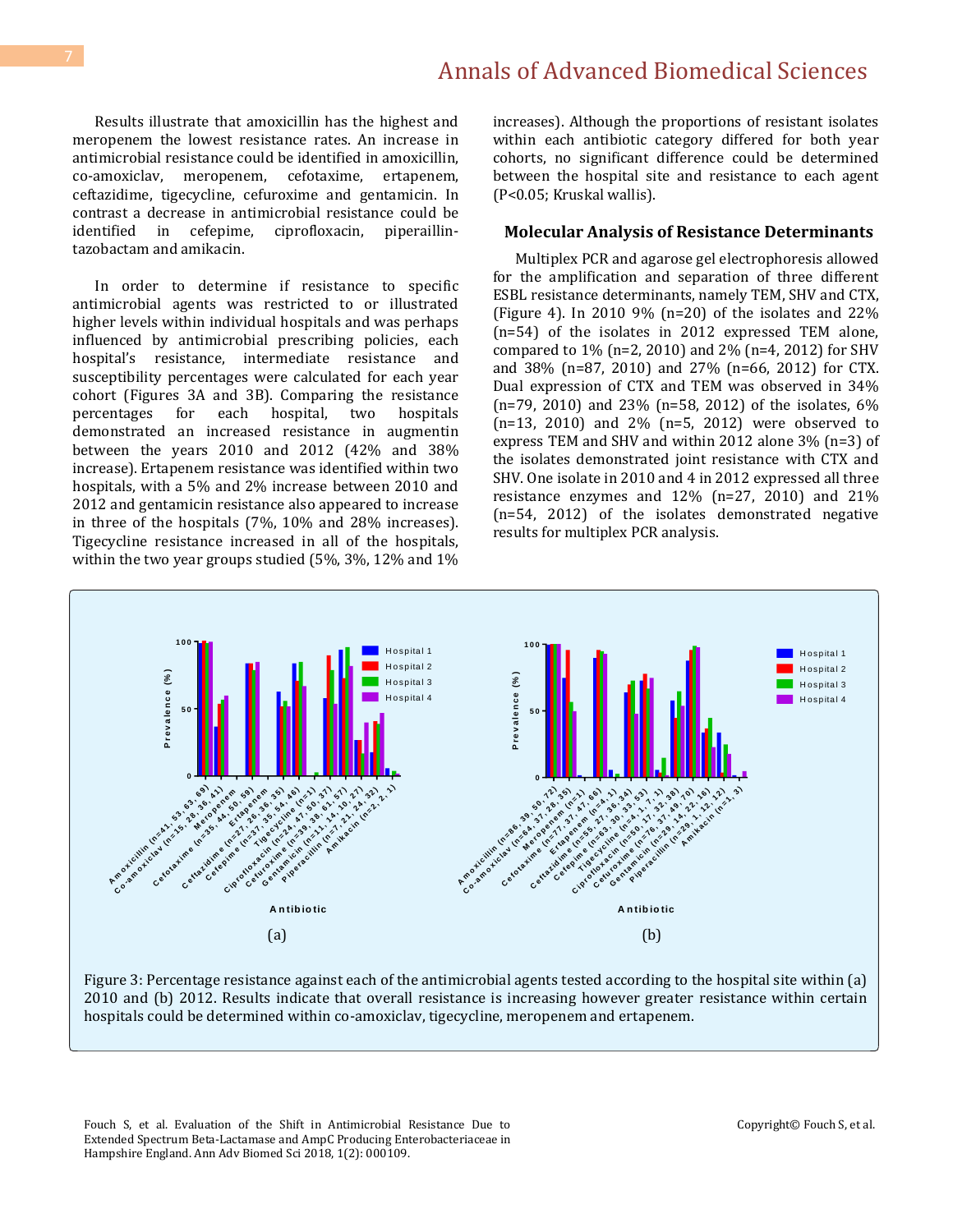Results illustrate that amoxicillin has the highest and meropenem the lowest resistance rates. An increase in antimicrobial resistance could be identified in amoxicillin, co-amoxiclav, meropenem, cefotaxime, ertapenem, ceftazidime, tigecycline, cefuroxime and gentamicin. In contrast a decrease in antimicrobial resistance could be identified in cefepime, ciprofloxacin, piperaillin-tazobactam and amikacin.

In order to determine if resistance to specific antimicrobial agents was restricted to or illustrated higher levels within individual hospitals and was perhaps influenced by antimicrobial prescribing policies, each hospital's resistance, intermediate resistance and susceptibility percentages were calculated for each year cohort (Figures 3A and 3B). Comparing the resistance percentages for each hospital, two hospitals demonstrated an increased resistance in augmentin between the years 2010 and 2012 (42% and 38% increase). Ertapenem resistance was identified within two hospitals, with a 5% and 2% increase between 2010 and 2012 and gentamicin resistance also appeared to increase in three of the hospitals (7%, 10% and 28% increases). Tigecycline resistance increased in all of the hospitals, within the two year groups studied (5%, 3%, 12% and 1% increases). Although the proportions of resistant isolates within each antibiotic category differed for both year cohorts, no significant difference could be determined between the hospital site and resistance to each agent ($P<0.05$; Kruskal wallis).

## Molecular Analysis of Resistance Determinants

Multiplex PCR and agarose gel electrophoresis allowed for the amplification and separation of three different ESBL resistance determinants, namely TEM, SHV and CTX, (Figure 4). In 2010 9% (n=20) of the isolates and 22% (n=54) of the isolates in 2012 expressed TEM alone, compared to 1% (n=2, 2010) and 2% (n=4, 2012) for SHV and 38% (n=87, 2010) and 27% (n=66, 2012) for CTX. Dual expression of CTX and TEM was observed in 34% (n=79, 2010) and 23% (n=58, 2012) of the isolates, 6% (n=13, 2010) and 2% (n=5, 2012) were observed to express TEM and SHV and within 2012 alone 3% (n=3) of the isolates demonstrated joint resistance with CTX and SHV. One isolate in 2010 and 4 in 2012 expressed all three resistance enzymes and 12% (n=27, 2010) and 21% (n=54, 2012) of the isolates demonstrated negative results for multiplex PCR analysis.

Figure 3: Percentage resistance against each of the antimicrobial agents tested according to the hospital site within (a) 2010 and (b) 2012. Results indicate that overall resistance is increasing however greater resistance within certain hospitals could be determined within co-amoxiclav, tigecycline, meropenem and ertapenem.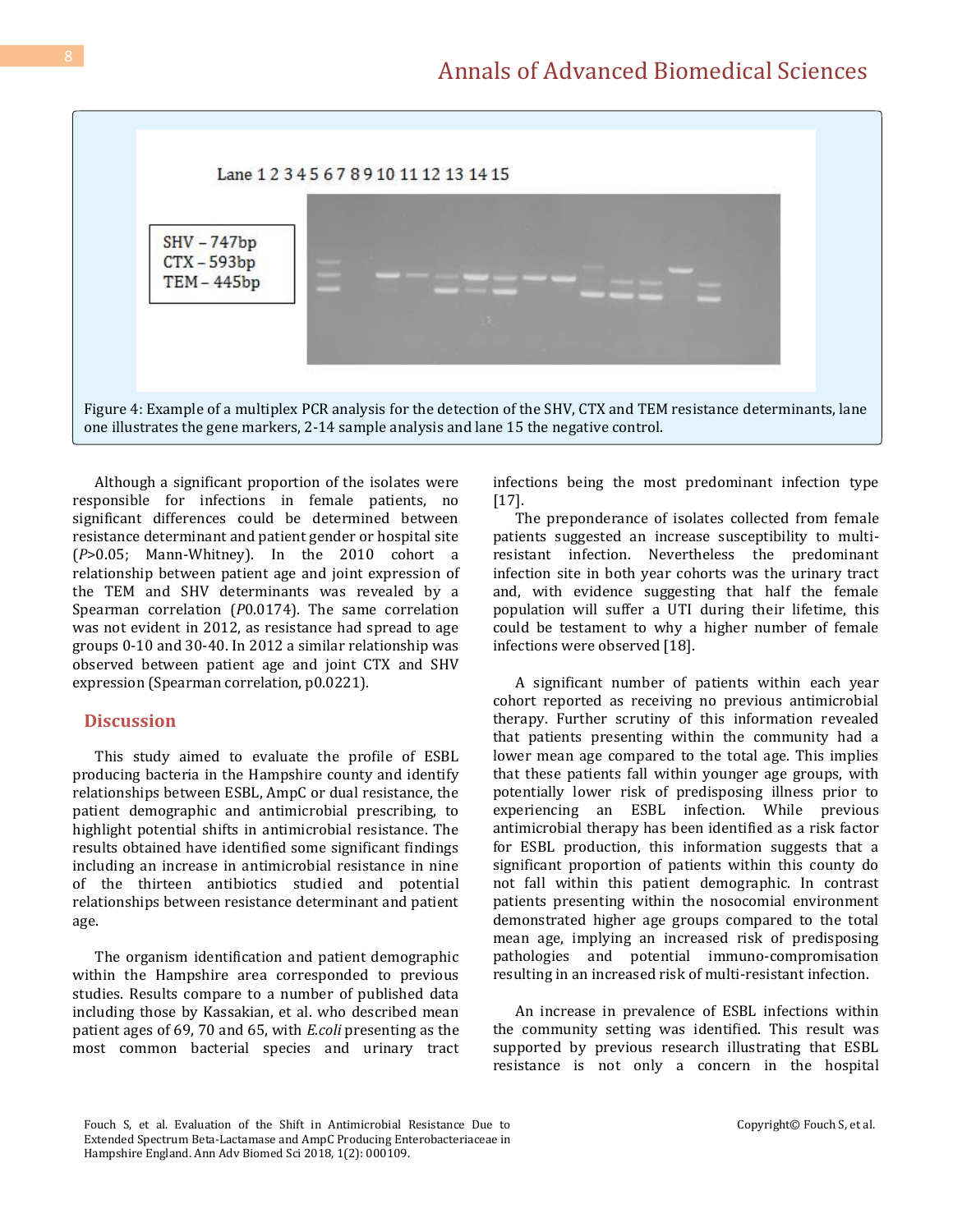Figure 4: Example of a multiplex PCR analysis for the detection of the SHV, CTX and TEM resistance determinants, lane one illustrates the gene markers, 2-14 sample analysis and lane 15 the negative control.

Although a significant proportion of the isolates were responsible for infections in female patients, no significant differences could be determined between resistance determinant and patient gender or hospital site ($P>0.05$; Mann-Whitney). In the 2010 cohort a relationship between patient age and joint expression of the TEM and SHV determinants was revealed by a Spearman correlation (*P*0.0174). The same correlation was not evident in 2012, as resistance had spread to age groups 0-10 and 30-40. In 2012 a similar relationship was observed between patient age and joint CTX and SHV expression (Spearman correlation, p0.0221).

## Discussion

This study aimed to evaluate the profile of ESBL producing bacteria in the Hampshire county and identify relationships between ESBL, AmpC or dual resistance, the patient demographic and antimicrobial prescribing, to highlight potential shifts in antimicrobial resistance. The results obtained have identified some significant findings including an increase in antimicrobial resistance in nine of the thirteen antibiotics studied and potential relationships between resistance determinant and patient age.

The organism identification and patient demographic within the Hampshire area corresponded to previous studies. Results compare to a number of published data including those by Kassakian, et al. who described mean patient ages of 69, 70 and 65, with *E.coli* presenting as the most common bacterial species and urinary tract infections being the most predominant infection type [17].

The preponderance of isolates collected from female patients suggested an increase susceptibility to multi-resistant infection. Nevertheless the predominant infection site in both year cohorts was the urinary tract and, with evidence suggesting that half the female population will suffer a UTI during their lifetime, this could be testament to why a higher number of female infections were observed [18].

A significant number of patients within each year cohort reported as receiving no previous antimicrobial therapy. Further scrutiny of this information revealed that patients presenting within the community had a lower mean age compared to the total age. This implies that these patients fall within younger age groups, with potentially lower risk of predisposing illness prior to experiencing an ESBL infection. While previous antimicrobial therapy has been identified as a risk factor for ESBL production, this information suggests that a significant proportion of patients within this county do not fall within this patient demographic. In contrast patients presenting within the nosocomial environment demonstrated higher age groups compared to the total mean age, implying an increased risk of predisposing pathologies and potential immuno-compromisation resulting in an increased risk of multi-resistant infection.

An increase in prevalence of ESBL infections within the community setting was identified. This result was supported by previous research illustrating that ESBL resistance is not only a concern in the hospital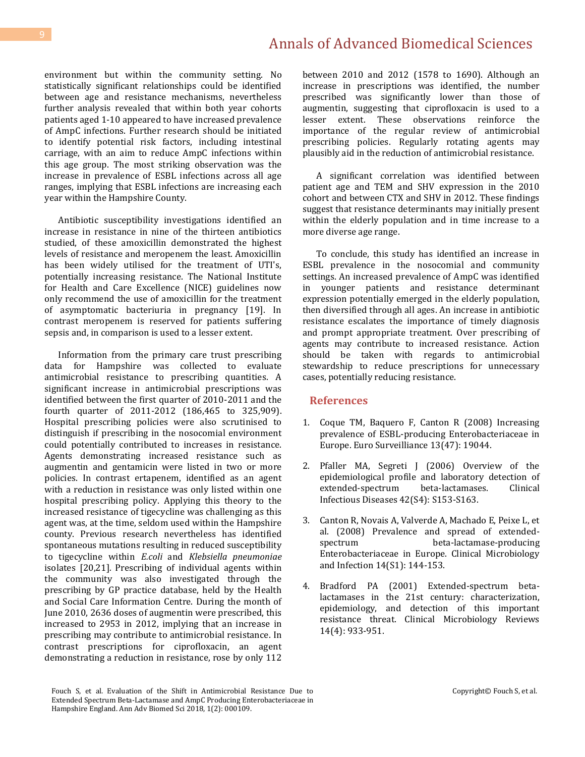environment but within the community setting. No statistically significant relationships could be identified between age and resistance mechanisms, nevertheless further analysis revealed that within both year cohorts patients aged 1-10 appeared to have increased prevalence of AmpC infections. Further research should be initiated to identify potential risk factors, including intestinal carriage, with an aim to reduce AmpC infections within this age group. The most striking observation was the increase in prevalence of ESBL infections across all age ranges, implying that ESBL infections are increasing each year within the Hampshire County.

Antibiotic susceptibility investigations identified an increase in resistance in nine of the thirteen antibiotics studied, of these amoxicillin demonstrated the highest levels of resistance and meropenem the least. Amoxicillin has been widely utilised for the treatment of UTI's, potentially increasing resistance. The National Institute for Health and Care Excellence (NICE) guidelines now only recommend the use of amoxicillin for the treatment of asymptomatic bacteriuria in pregnancy [19]. In contrast meropenem is reserved for patients suffering sepsis and, in comparison is used to a lesser extent.

Information from the primary care trust prescribing data for Hampshire was collected to evaluate antimicrobial resistance to prescribing quantities. A significant increase in antimicrobial prescriptions was identified between the first quarter of 2010-2011 and the fourth quarter of 2011-2012 (186,465 to 325,909). Hospital prescribing policies were also scrutinised to distinguish if prescribing in the nosocomial environment could potentially contributed to increases in resistance. Agents demonstrating increased resistance such as augmentin and gentamicin were listed in two or more policies. In contrast ertapenem, identified as an agent with a reduction in resistance was only listed within one hospital prescribing policy. Applying this theory to the increased resistance of tigecycline was challenging as this agent was, at the time, seldom used within the Hampshire county. Previous research nevertheless has identified spontaneous mutations resulting in reduced susceptibility to tigecycline within *E.coli* and *Klebsiella pneumoniae* isolates [20,21]. Prescribing of individual agents within the community was also investigated through the prescribing by GP practice database, held by the Health and Social Care Information Centre. During the month of June 2010, 2636 doses of augmentin were prescribed, this increased to 2953 in 2012, implying that an increase in prescribing may contribute to antimicrobial resistance. In contrast prescriptions for ciprofloxacin, an agent demonstrating a reduction in resistance, rose by only 112 between 2010 and 2012 (1578 to 1690). Although an increase in prescriptions was identified, the number prescribed was significantly lower than those of augmentin, suggesting that ciprofloxacin is used to a lesser extent. These observations reinforce the importance of the regular review of antimicrobial prescribing policies. Regularly rotating agents may plausibly aid in the reduction of antimicrobial resistance.

A significant correlation was identified between patient age and TEM and SHV expression in the 2010 cohort and between CTX and SHV in 2012. These findings suggest that resistance determinants may initially present within the elderly population and in time increase to a more diverse age range.

To conclude, this study has identified an increase in ESBL prevalence in the nosocomial and community settings. An increased prevalence of AmpC was identified in younger patients and resistance determinant expression potentially emerged in the elderly population, then diversified through all ages. An increase in antibiotic resistance escalates the importance of timely diagnosis and prompt appropriate treatment. Over prescribing of agents may contribute to increased resistance. Action should be taken with regards to antimicrobial stewardship to reduce prescriptions for unnecessary cases, potentially reducing resistance.

## References

1. Coque TM, Baquero F, Canton R (2008) Increasing prevalence of ESBL-producing Enterobacteriaceae in Europe. Euro Surveilliance 13(47): 19044.

2. Pfaller MA, Segreti J (2006) Overview of the epidemiological profile and laboratory detection of extended-spectrum beta-lactamases. Clinical Infectious Diseases 42(S4): S153-S163.

3. Canton R, Novais A, Valverde A, Machado E, Peixe L, et al. (2008) Prevalence and spread of extended-spectrum beta-lactamase-producing Enterobacteriaceae in Europe. Clinical Microbiology and Infection 14(S1): 144-153.

4. Bradford PA (2001) Extended-spectrum beta-lactamases in the 21st century: characterization, epidemiology, and detection of this important resistance threat. Clinical Microbiology Reviews 14(4): 933-951.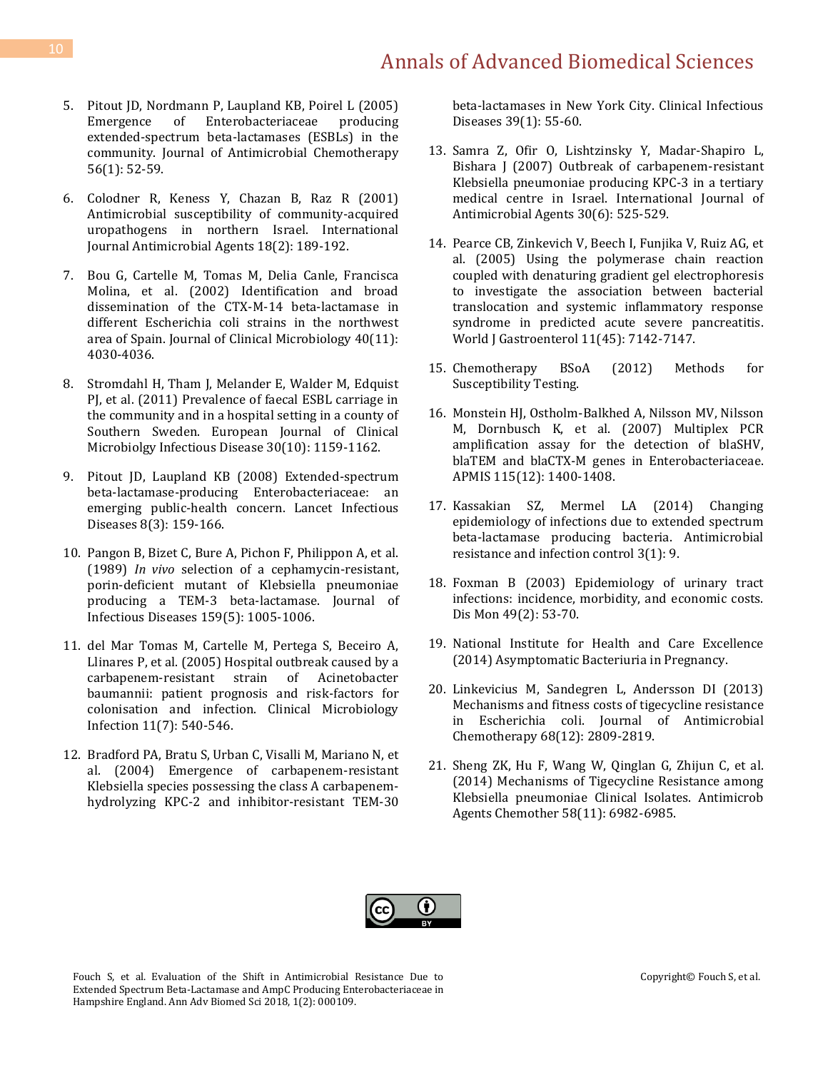5. Pitout JD, Nordmann P, Laupland KB, Poirel L (2005) Emergence of Enterobacteriaceae producing extended-spectrum beta-lactamases (ESBLs) in the community. Journal of Antimicrobial Chemotherapy 56(1): 52-59.

6. Colodner R, Keness Y, Chazan B, Raz R (2001) Antimicrobial susceptibility of community-acquired uropathogens in northern Israel. International Journal Antimicrobial Agents 18(2): 189-192.

7. Bou G, Cartelle M, Tomas M, Delia Canle, Francisca Molina, et al. (2002) Identification and broad dissemination of the CTX-M-14 beta-lactamase in different Escherichia coli strains in the northwest area of Spain. Journal of Clinical Microbiology 40(11): 4030-4036.

8. Stromdahl H, Tham J, Melander E, Walder M, Edquist PJ, et al. (2011) Prevalence of faecal ESBL carriage in the community and in a hospital setting in a county of Southern Sweden. European Journal of Clinical Microbiolgy Infectious Disease 30(10): 1159-1162.

9. Pitout JD, Laupland KB (2008) Extended-spectrum beta-lactamase-producing Enterobacteriaceae: an emerging public-health concern. Lancet Infectious Diseases 8(3): 159-166.

10. Pangon B, Bizet C, Bure A, Pichon F, Philippon A, et al. (1989) *In vivo* selection of a cephamycin-resistant, porin-deficient mutant of Klebsiella pneumoniae producing a TEM-3 beta-lactamase. Journal of Infectious Diseases 159(5): 1005-1006.

11. del Mar Tomas M, Cartelle M, Pertega S, Beceiro A, Llinares P, et al. (2005) Hospital outbreak caused by a carbapenem-resistant strain of Acinetobacter baumannii: patient prognosis and risk-factors for colonisation and infection. Clinical Microbiology Infection 11(7): 540-546.

12. Bradford PA, Bratu S, Urban C, Visalli M, Mariano N, et al. (2004) Emergence of carbapenem-resistant Klebsiella species possessing the class A carbapenem-hydrolyzing KPC-2 and inhibitor-resistant TEM-30 beta-lactamases in New York City. Clinical Infectious Diseases 39(1): 55-60.

13. Samra Z, Ofir O, Lishtzinsky Y, Madar-Shapiro L, Bishara J (2007) Outbreak of carbapenem-resistant Klebsiella pneumoniae producing KPC-3 in a tertiary medical centre in Israel. International Journal of Antimicrobial Agents 30(6): 525-529.

14. Pearce CB, Zinkevich V, Beech I, Funjika V, Ruiz AG, et al. (2005) Using the polymerase chain reaction coupled with denaturing gradient gel electrophoresis to investigate the association between bacterial translocation and systemic inflammatory response syndrome in predicted acute severe pancreatitis. World J Gastroenterol 11(45): 7142-7147.

15. Chemotherapy BSoA (2012) Methods for Susceptibility Testing.

16. Monstein HJ, Ostholm-Balkhed A, Nilsson MV, Nilsson M, Dornbusch K, et al. (2007) Multiplex PCR amplification assay for the detection of blaSHV, blaTEM and blaCTX-M genes in Enterobacteriaceae. APMIS 115(12): 1400-1408.

17. Kassakian SZ, Mermel LA (2014) Changing epidemiology of infections due to extended spectrum beta-lactamase producing bacteria. Antimicrobial resistance and infection control 3(1): 9.

18. Foxman B (2003) Epidemiology of urinary tract infections: incidence, morbidity, and economic costs. Dis Mon 49(2): 53-70.

19. National Institute for Health and Care Excellence (2014) Asymptomatic Bacteriuria in Pregnancy.

20. Linkevicius M, Sandegren L, Andersson DI (2013) Mechanisms and fitness costs of tigecycline resistance in Escherichia coli. Journal of Antimicrobial Chemotherapy 68(12): 2809-2819.

21. Sheng ZK, Hu F, Wang W, Qinglan G, Zhijun C, et al. (2014) Mechanisms of Tigecycline Resistance among Klebsiella pneumoniae Clinical Isolates. Antimicrob Agents Chemother 58(11): 6982-6985.